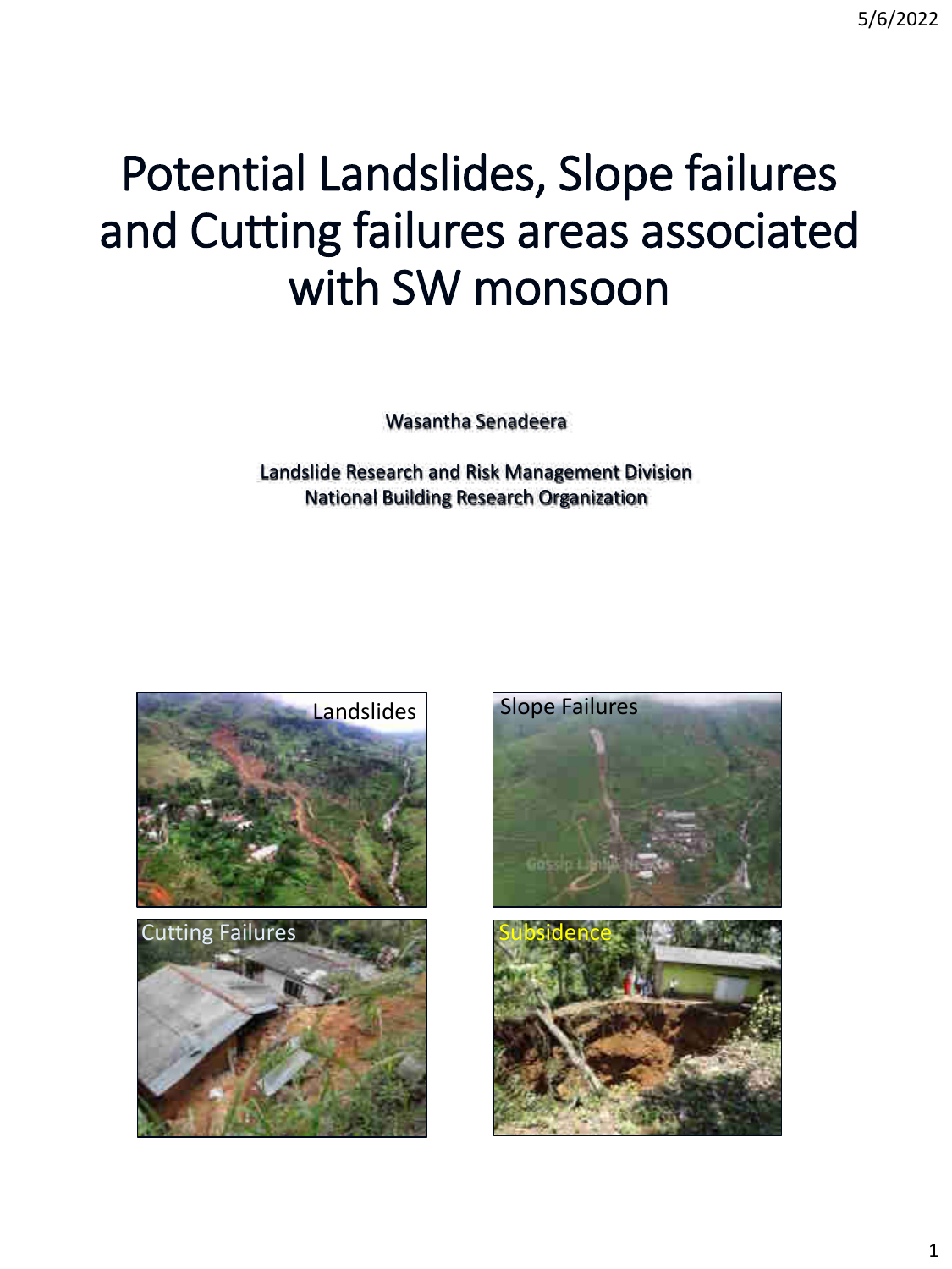# Potential Landslides, Slope failures and Cutting failures areas associated with SW monsoon

Wasantha Senadeera

Landslide Research and Risk Management Division
National Building Research Organization

Landslides

Slope Failures

Cutting Failures

Subsidence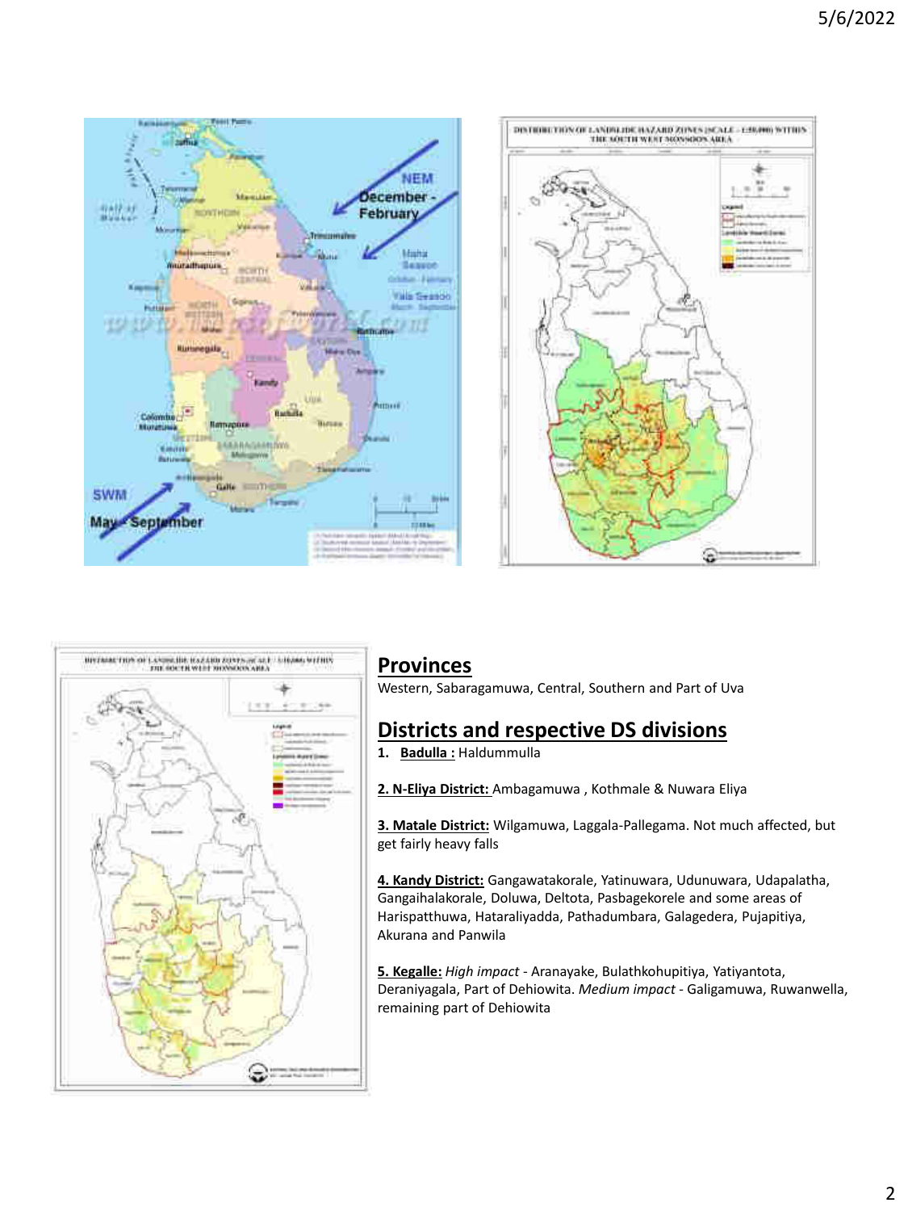## Provinces

Western, Sabaragamuwa, Central, Southern and Part of Uva

## Districts and respective DS divisions

1. **Badulla :** Haldummulla

**2. N-Eliya District:** Ambagamuwa , Kothmale & Nuwara Eliya

**3. Matale District:** Wilgamuwa, Laggala-Pallegama. Not much affected, but get fairly heavy falls

**4. Kandy District:** Gangawatakorale, Yatinuwara, Udunuwara, Udapalatha, Gangaihalakorale, Doluwa, Deltota, Pasbagekorale and some areas of Harispatthuwa, Hataraliyadda, Pathadumbara, Galagedera, Pujapitiya, Akurana and Panwila

**5. Kegalle:** *High impact* - Aranayake, Bulathkohupitiya, Yatiyantota, Deraniyagala, Part of Dehiowita. *Medium impact* - Galigamuwa, Ruwanwella, remaining part of Dehiowita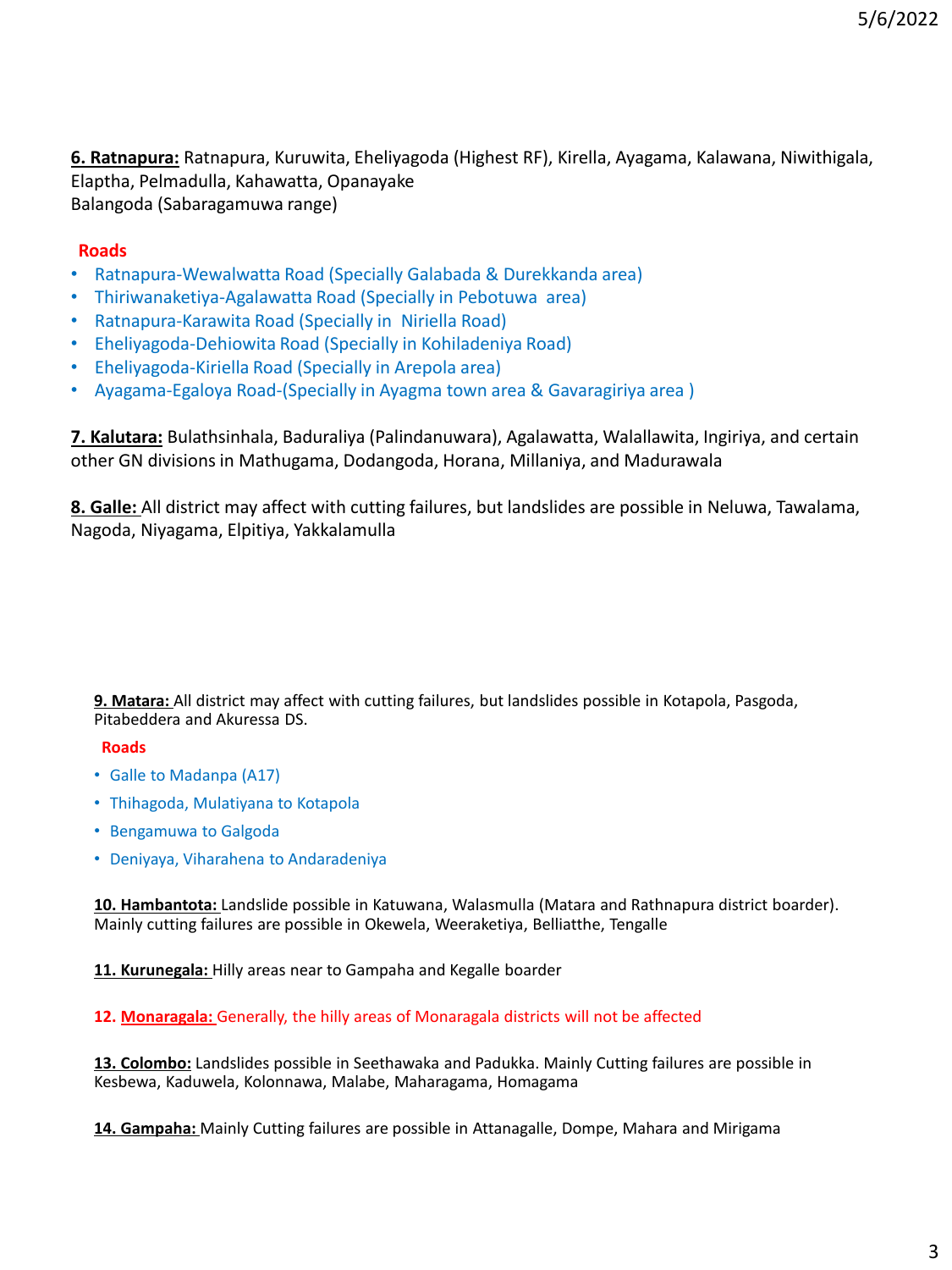**6. Ratnapura:** Ratnapura, Kuruwita, Eheliyagoda (Highest RF), Kirella, Ayagama, Kalawana, Niwithigala, Elaptha, Pelmadulla, Kahawatta, Opanayake
Balangoda (Sabaragamuwa range)

**Roads**

- Ratnapura-Wewalwatta Road (Specially Galabada & Durekkanda area)
- Thiriwanaketiya-Agalawatta Road (Specially in Pebotuwa area)
- Ratnapura-Karawita Road (Specially in Niriella Road)
- Eheliyagoda-Dehiowita Road (Specially in Kohiladeniya Road)
- Eheliyagoda-Kiriella Road (Specially in Arepola area)
- Ayagama-Egaloya Road-(Specially in Ayagma town area & Gavaragiriya area )

**7. Kalutara:** Bulathsinhala, Baduraliya (Palindanuwara), Agalawatta, Walallawita, Ingiriya, and certain other GN divisions in Mathugama, Dodangoda, Horana, Millaniya, and Madurawala

**8. Galle:** All district may affect with cutting failures, but landslides are possible in Neluwa, Tawalama, Nagoda, Niyagama, Elpitiya, Yakkalamulla

**9. Matara:** All district may affect with cutting failures, but landslides possible in Kotapola, Pasgoda, Pitabeddera and Akuressa DS.

**Roads**

- Galle to Madanpa (A17)
- Thihagoda, Mulatiyana to Kotapola
- Bengamuwa to Galgoda
- Deniyaya, Viharahena to Andaradeniya

**10. Hambantota:** Landslide possible in Katuwana, Walasmulla (Matara and Rathnapura district boarder). Mainly cutting failures are possible in Okewela, Weeraketiya, Belliatthe, Tengalle

**11. Kurunegala:** Hilly areas near to Gampaha and Kegalle boarder

**12. Monaragala:** Generally, the hilly areas of Monaragala districts will not be affected

**13. Colombo:** Landslides possible in Seethawaka and Padukka. Mainly Cutting failures are possible in Kesbewa, Kaduwela, Kolonnawa, Malabe, Maharagama, Homagama

**14. Gampaha:** Mainly Cutting failures are possible in Attanagalle, Dompe, Mahara and Mirigama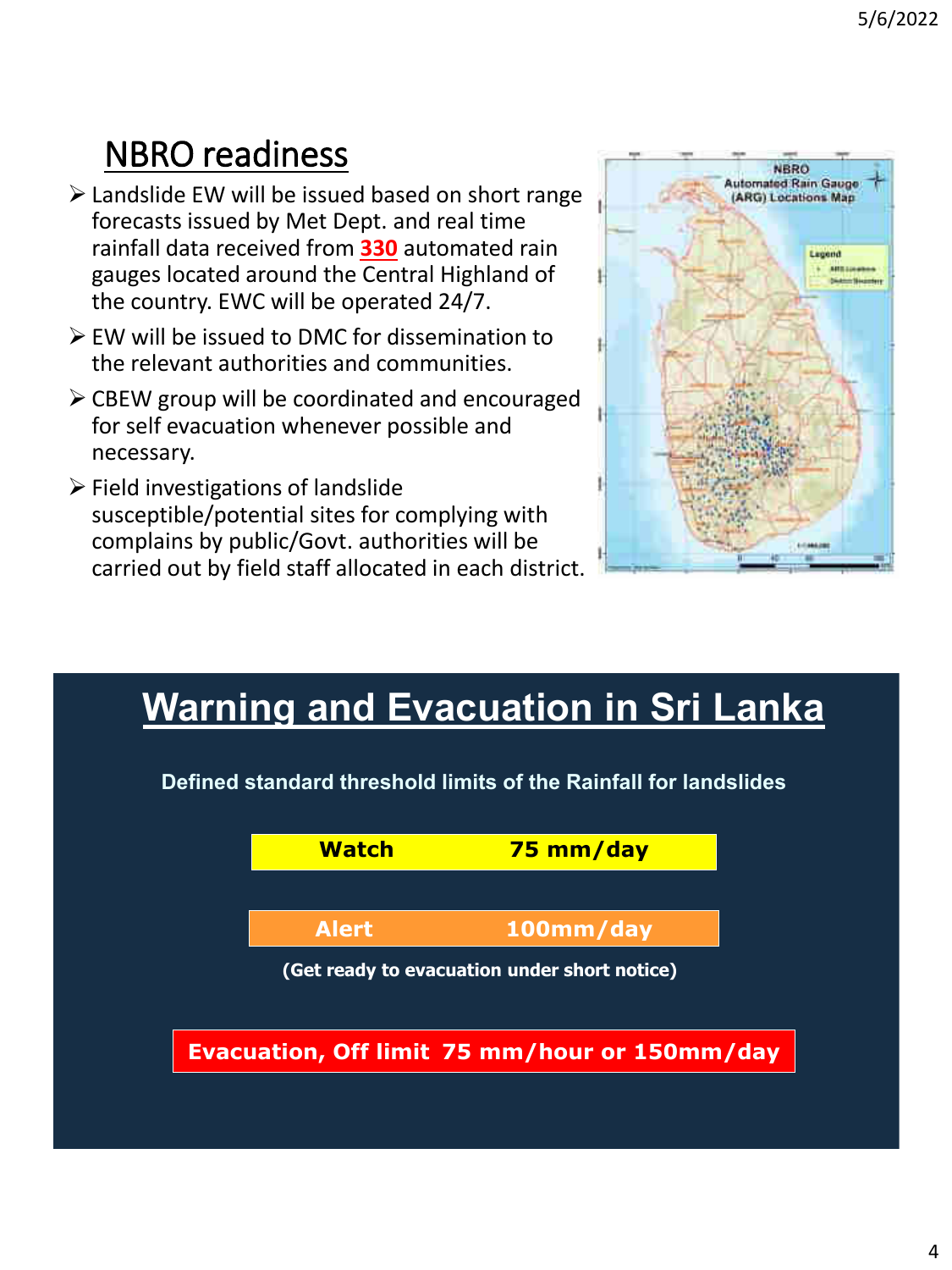## NBRO readiness

- Landslide EW will be issued based on short range forecasts issued by Met Dept. and real time rainfall data received from **330** automated rain gauges located around the Central Highland of the country. EWC will be operated 24/7.
- EW will be issued to DMC for dissemination to the relevant authorities and communities.
- CBEW group will be coordinated and encouraged for self evacuation whenever possible and necessary.
- Field investigations of landslide susceptible/potential sites for complying with complains by public/Govt. authorities will be carried out by field staff allocated in each district.

NBRO Automated Rain Gauge (ARG) Locations Map

## Warning and Evacuation in Sri Lanka

**Defined standard threshold limits of the Rainfall for landslides**

| | |
|---|---|
| **Watch** | **75 mm/day** |
| **Alert** | **100mm/day** |

**(Get ready to evacuation under short notice)**

**Evacuation, Off limit 75 mm/hour or 150mm/day**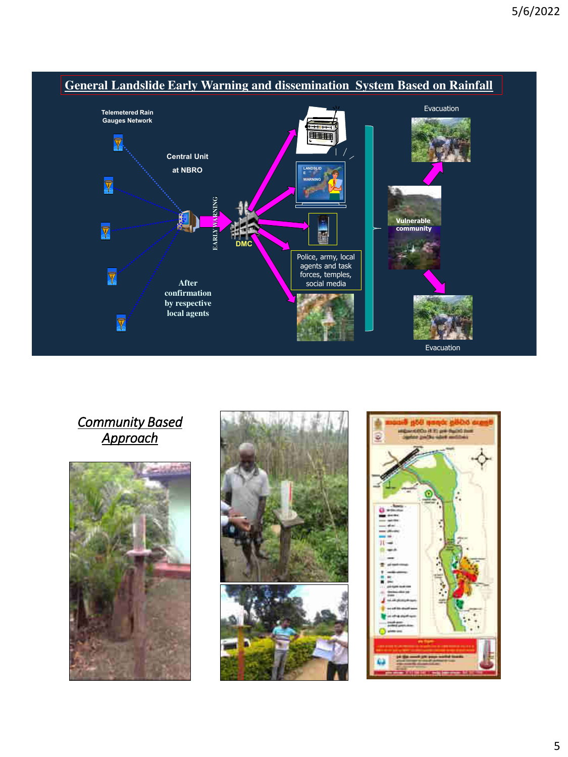## General Landslide Early Warning and dissemination System Based on Rainfall

Telemetered Rain Gauges Network

Central Unit at NBRO

EARLY WARNING

DMC

After confirmation by respective local agents

LANDSLIDE WARNING

Police, army, local agents and task forces, temples, social media

Evacuation

Vulnerable community

Evacuation

## *Community Based Approach*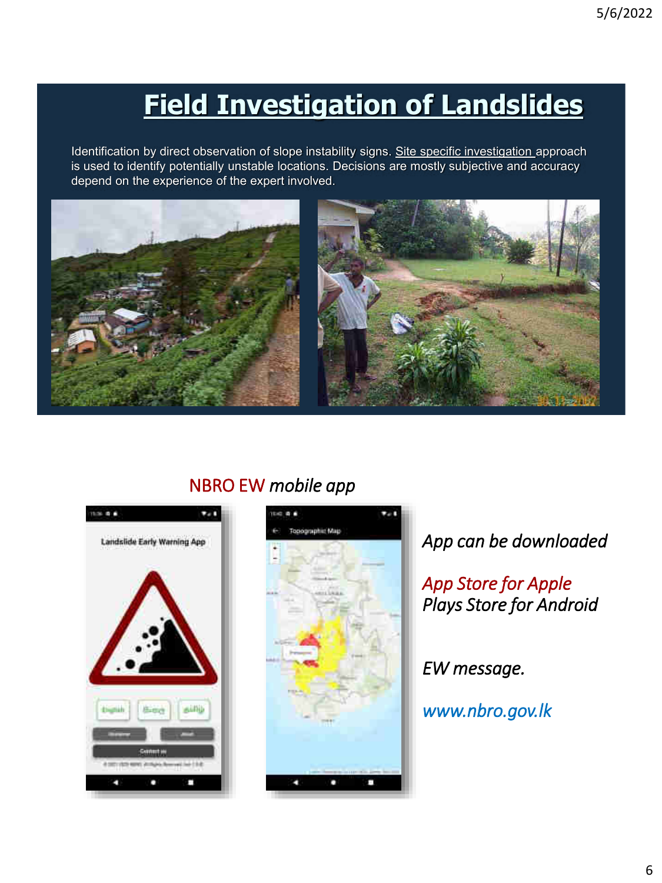# Field Investigation of Landslides

Identification by direct observation of slope instability signs. Site specific investigation approach is used to identify potentially unstable locations. Decisions are mostly subjective and accuracy depend on the experience of the expert involved.

NBRO EW *mobile app*

*App can be downloaded*

*App Store for Apple*
*Plays Store for Android*

*EW message.*

*www.nbro.gov.lk*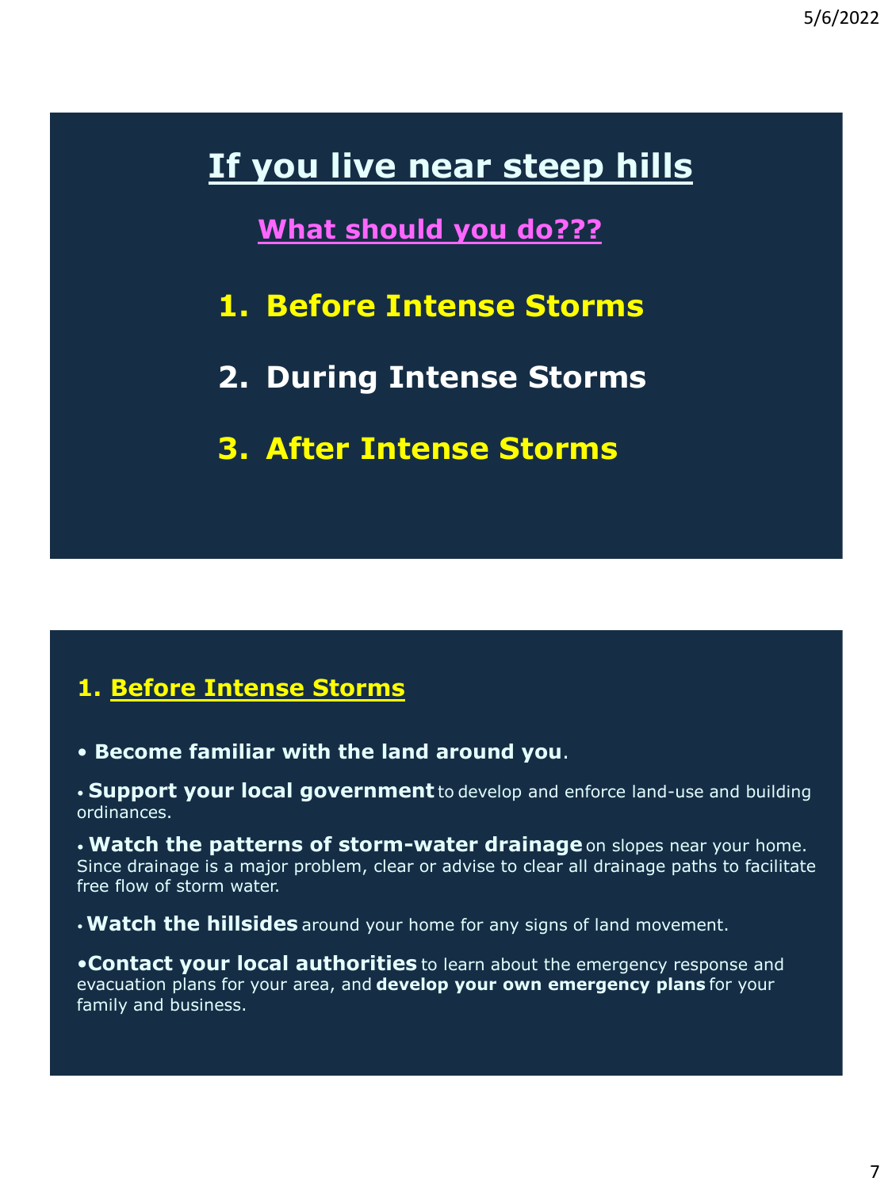# If you live near steep hills

## What should you do???

1. **Before Intense Storms**
2. **During Intense Storms**
3. **After Intense Storms**

## 1. Before Intense Storms

- **Become familiar with the land around you**.
- **Support your local government** to develop and enforce land-use and building ordinances.
- **Watch the patterns of storm-water drainage** on slopes near your home. Since drainage is a major problem, clear or advise to clear all drainage paths to facilitate free flow of storm water.
- **Watch the hillsides** around your home for any signs of land movement.
- **Contact your local authorities** to learn about the emergency response and evacuation plans for your area, and **develop your own emergency plans** for your family and business.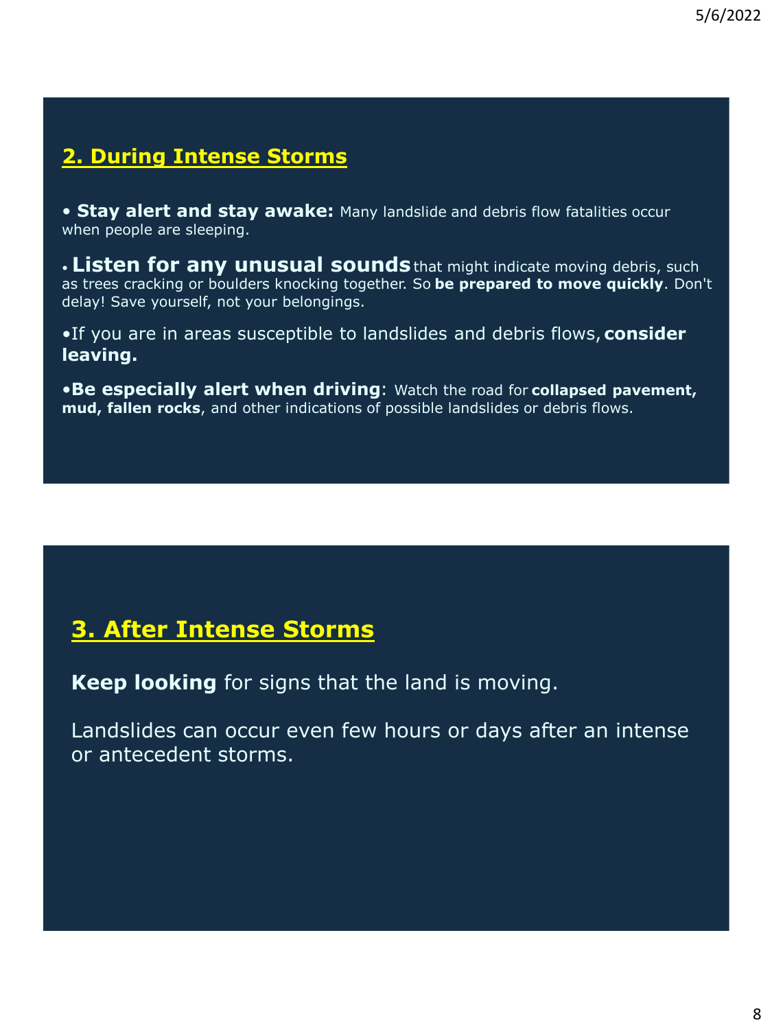## 2. During Intense Storms

- **Stay alert and stay awake:** Many landslide and debris flow fatalities occur when people are sleeping.
- **Listen for any unusual sounds** that might indicate moving debris, such as trees cracking or boulders knocking together. So **be prepared to move quickly**. Don't delay! Save yourself, not your belongings.
- If you are in areas susceptible to landslides and debris flows, **consider leaving.**
- **Be especially alert when driving**: Watch the road for **collapsed pavement, mud, fallen rocks**, and other indications of possible landslides or debris flows.

## 3. After Intense Storms

**Keep looking** for signs that the land is moving.

Landslides can occur even few hours or days after an intense or antecedent storms.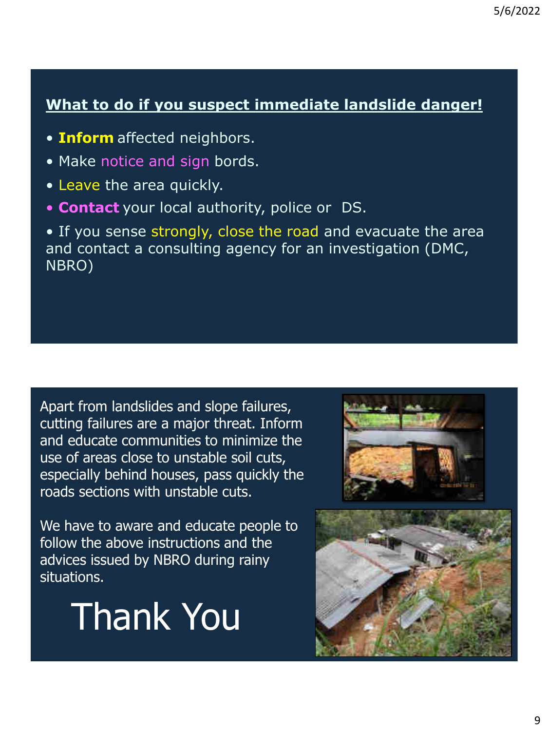## What to do if you suspect immediate landslide danger!

- **Inform** affected neighbors.
- Make notice and sign bords.
- Leave the area quickly.
- **Contact** your local authority, police or DS.
- If you sense strongly, close the road and evacuate the area and contact a consulting agency for an investigation (DMC, NBRO)

Apart from landslides and slope failures, cutting failures are a major threat. Inform and educate communities to minimize the use of areas close to unstable soil cuts, especially behind houses, pass quickly the roads sections with unstable cuts.

We have to aware and educate people to follow the above instructions and the advices issued by NBRO during rainy situations.

# Thank You